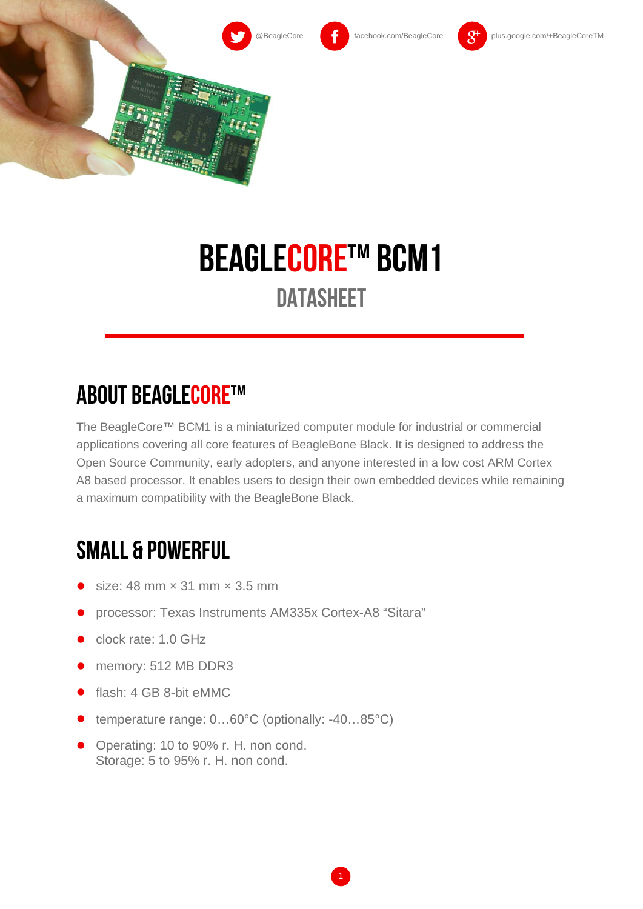@BeagleCore facebook.com/BeagleCore plus.google.com/+BeagleCoreTM

# BEAGLECORE™ BCM1

## DATASHEET

## ABOUT BEAGLECORE™

The BeagleCore™ BCM1 is a miniaturized computer module for industrial or commercial applications covering all core features of BeagleBone Black. It is designed to address the Open Source Community, early adopters, and anyone interested in a low cost ARM Cortex A8 based processor. It enables users to design their own embedded devices while remaining a maximum compatibility with the BeagleBone Black.

## SMALL & POWERFUL

- size: 48 mm × 31 mm × 3.5 mm
- processor: Texas Instruments AM335x Cortex-A8 “Sitara”
- clock rate: 1.0 GHz
- memory: 512 MB DDR3
- flash: 4 GB 8-bit eMMC
- temperature range: 0…60°C (optionally: -40…85°C)
- Operating: 10 to 90% r. H. non cond.
  Storage: 5 to 95% r. H. non cond.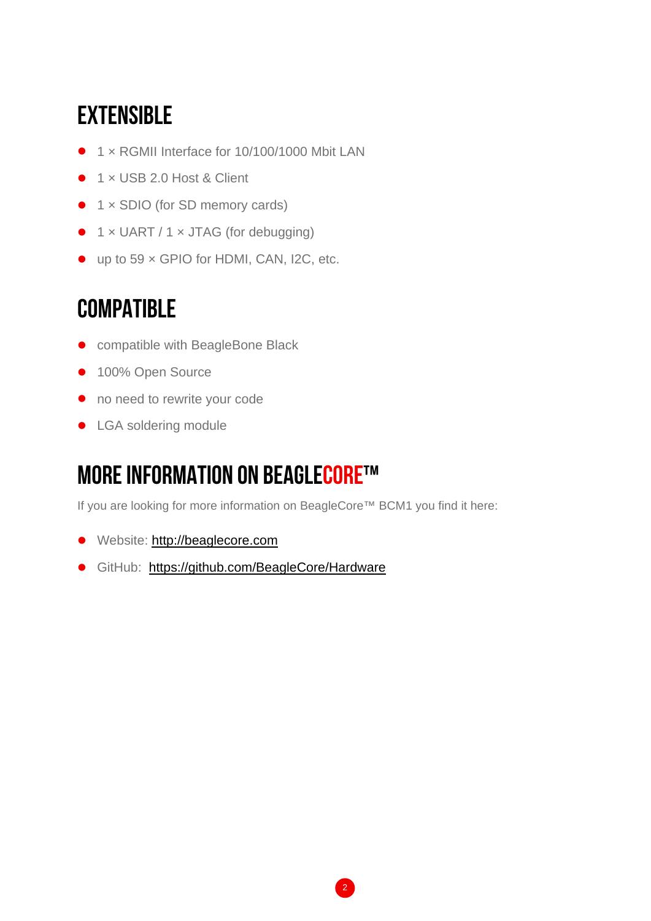## EXTENSIBLE

- 1 × RGMII Interface for 10/100/1000 Mbit LAN
- 1 × USB 2.0 Host & Client
- 1 × SDIO (for SD memory cards)
- 1 × UART / 1 × JTAG (for debugging)
- up to 59 × GPIO for HDMI, CAN, I2C, etc.

## COMPATIBLE

- compatible with BeagleBone Black
- 100% Open Source
- no need to rewrite your code
- LGA soldering module

## MORE INFORMATION ON BEAGLECORE™

If you are looking for more information on BeagleCore™ BCM1 you find it here:

- Website: [http://beaglecore.com](http://beaglecore.com)
- GitHub: [https://github.com/BeagleCore/Hardware](https://github.com/BeagleCore/Hardware)